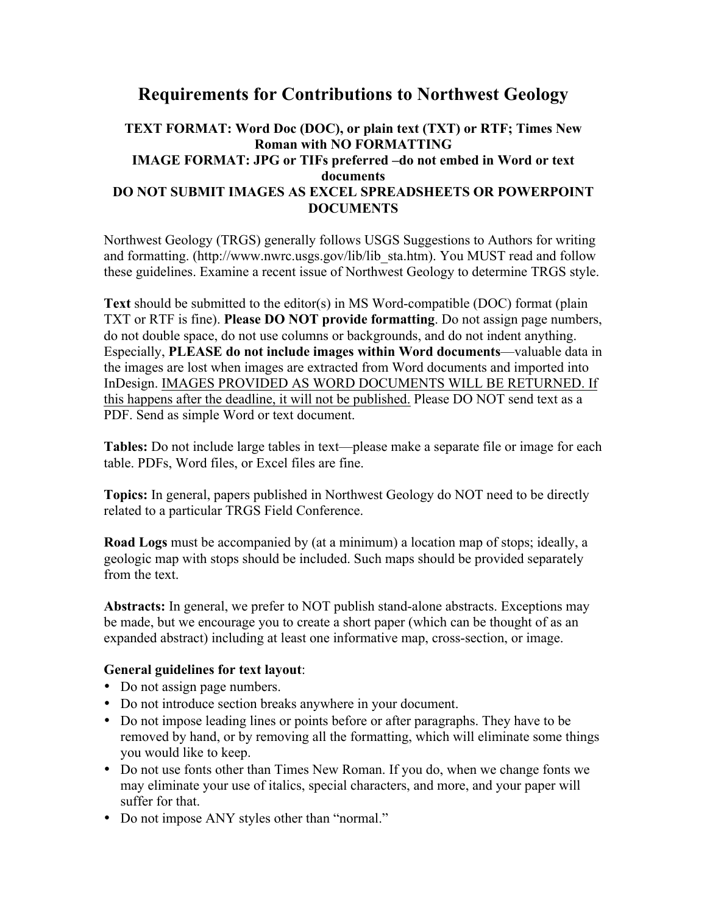# Requirements for Contributions to Northwest Geology

**TEXT FORMAT: Word Doc (DOC), or plain text (TXT) or RTF; Times New Roman with NO FORMATTING**
**IMAGE FORMAT: JPG or TIFs preferred –do not embed in Word or text documents**
**DO NOT SUBMIT IMAGES AS EXCEL SPREADSHEETS OR POWERPOINT DOCUMENTS**

Northwest Geology (TRGS) generally follows USGS Suggestions to Authors for writing and formatting. (http://www.nwrc.usgs.gov/lib/lib_sta.htm). You MUST read and follow these guidelines. Examine a recent issue of Northwest Geology to determine TRGS style.

**Text** should be submitted to the editor(s) in MS Word-compatible (DOC) format (plain TXT or RTF is fine). **Please DO NOT provide formatting**. Do not assign page numbers, do not double space, do not use columns or backgrounds, and do not indent anything. Especially, **PLEASE do not include images within Word documents**—valuable data in the images are lost when images are extracted from Word documents and imported into InDesign. <u>IMAGES PROVIDED AS WORD DOCUMENTS WILL BE RETURNED. If this happens after the deadline, it will not be published.</u> Please DO NOT send text as a PDF. Send as simple Word or text document.

**Tables:** Do not include large tables in text—please make a separate file or image for each table. PDFs, Word files, or Excel files are fine.

**Topics:** In general, papers published in Northwest Geology do NOT need to be directly related to a particular TRGS Field Conference.

**Road Logs** must be accompanied by (at a minimum) a location map of stops; ideally, a geologic map with stops should be included. Such maps should be provided separately from the text.

**Abstracts:** In general, we prefer to NOT publish stand-alone abstracts. Exceptions may be made, but we encourage you to create a short paper (which can be thought of as an expanded abstract) including at least one informative map, cross-section, or image.

**General guidelines for text layout**:

- Do not assign page numbers.
- Do not introduce section breaks anywhere in your document.
- Do not impose leading lines or points before or after paragraphs. They have to be removed by hand, or by removing all the formatting, which will eliminate some things you would like to keep.
- Do not use fonts other than Times New Roman. If you do, when we change fonts we may eliminate your use of italics, special characters, and more, and your paper will suffer for that.
- Do not impose ANY styles other than "normal."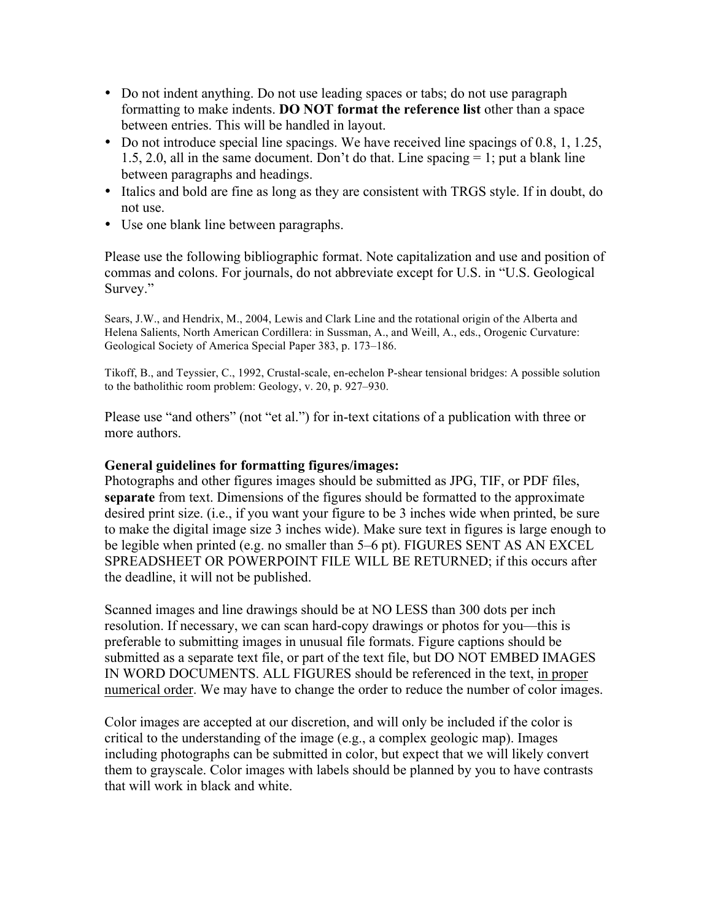- Do not indent anything. Do not use leading spaces or tabs; do not use paragraph formatting to make indents. **DO NOT format the reference list** other than a space between entries. This will be handled in layout.
- Do not introduce special line spacings. We have received line spacings of 0.8, 1, 1.25, 1.5, 2.0, all in the same document. Don't do that. Line spacing = 1; put a blank line between paragraphs and headings.
- Italics and bold are fine as long as they are consistent with TRGS style. If in doubt, do not use.
- Use one blank line between paragraphs.

Please use the following bibliographic format. Note capitalization and use and position of commas and colons. For journals, do not abbreviate except for U.S. in "U.S. Geological Survey."

Sears, J.W., and Hendrix, M., 2004, Lewis and Clark Line and the rotational origin of the Alberta and Helena Salients, North American Cordillera: in Sussman, A., and Weill, A., eds., Orogenic Curvature: Geological Society of America Special Paper 383, p. 173–186.

Tikoff, B., and Teyssier, C., 1992, Crustal-scale, en-echelon P-shear tensional bridges: A possible solution to the batholithic room problem: Geology, v. 20, p. 927–930.

Please use "and others" (not "et al.") for in-text citations of a publication with three or more authors.

**General guidelines for formatting figures/images:**
Photographs and other figures images should be submitted as JPG, TIF, or PDF files, **separate** from text. Dimensions of the figures should be formatted to the approximate desired print size. (i.e., if you want your figure to be 3 inches wide when printed, be sure to make the digital image size 3 inches wide). Make sure text in figures is large enough to be legible when printed (e.g. no smaller than 5–6 pt). FIGURES SENT AS AN EXCEL SPREADSHEET OR POWERPOINT FILE WILL BE RETURNED; if this occurs after the deadline, it will not be published.

Scanned images and line drawings should be at NO LESS than 300 dots per inch resolution. If necessary, we can scan hard-copy drawings or photos for you—this is preferable to submitting images in unusual file formats. Figure captions should be submitted as a separate text file, or part of the text file, but DO NOT EMBED IMAGES IN WORD DOCUMENTS. ALL FIGURES should be referenced in the text, <u>in proper numerical order</u>. We may have to change the order to reduce the number of color images.

Color images are accepted at our discretion, and will only be included if the color is critical to the understanding of the image (e.g., a complex geologic map). Images including photographs can be submitted in color, but expect that we will likely convert them to grayscale. Color images with labels should be planned by you to have contrasts that will work in black and white.